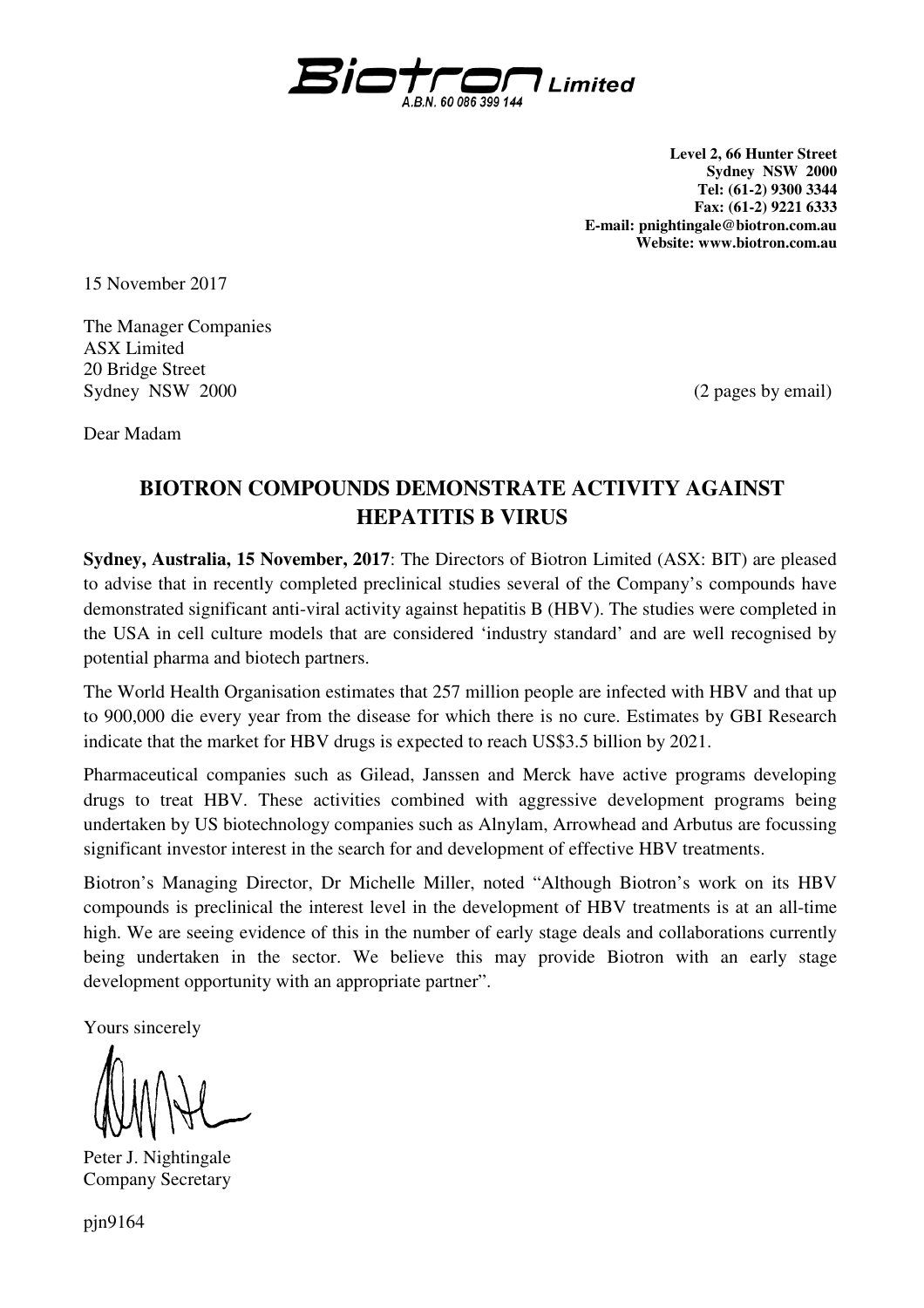**Biotron Limited**
A.B.N. 60 086 399 144

**Level 2, 66 Hunter Street**
**Sydney NSW 2000**
**Tel: (61-2) 9300 3344**
**Fax: (61-2) 9221 6333**
**E-mail: pnightingale@biotron.com.au**
**Website: www.biotron.com.au**

15 November 2017

The Manager Companies
ASX Limited
20 Bridge Street
Sydney NSW 2000

(2 pages by email)

Dear Madam

# BIOTRON COMPOUNDS DEMONSTRATE ACTIVITY AGAINST HEPATITIS B VIRUS

**Sydney, Australia, 15 November, 2017**: The Directors of Biotron Limited (ASX: BIT) are pleased to advise that in recently completed preclinical studies several of the Company's compounds have demonstrated significant anti-viral activity against hepatitis B (HBV). The studies were completed in the USA in cell culture models that are considered 'industry standard' and are well recognised by potential pharma and biotech partners.

The World Health Organisation estimates that 257 million people are infected with HBV and that up to 900,000 die every year from the disease for which there is no cure. Estimates by GBI Research indicate that the market for HBV drugs is expected to reach US$3.5 billion by 2021.

Pharmaceutical companies such as Gilead, Janssen and Merck have active programs developing drugs to treat HBV. These activities combined with aggressive development programs being undertaken by US biotechnology companies such as Alnylam, Arrowhead and Arbutus are focussing significant investor interest in the search for and development of effective HBV treatments.

Biotron's Managing Director, Dr Michelle Miller, noted "Although Biotron's work on its HBV compounds is preclinical the interest level in the development of HBV treatments is at an all-time high. We are seeing evidence of this in the number of early stage deals and collaborations currently being undertaken in the sector. We believe this may provide Biotron with an early stage development opportunity with an appropriate partner".

Yours sincerely

Peter J. Nightingale
Company Secretary

pjn9164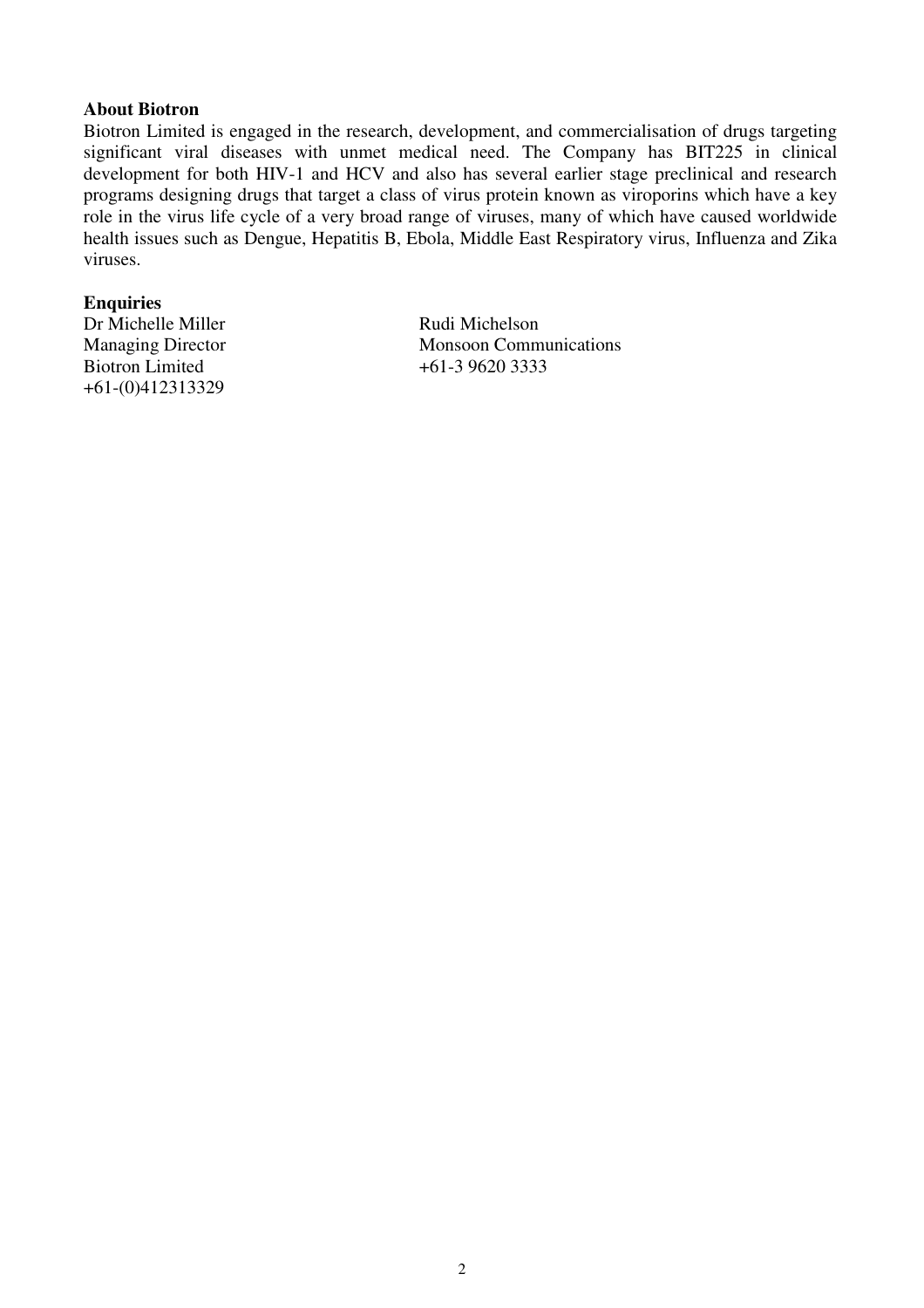**About Biotron**

Biotron Limited is engaged in the research, development, and commercialisation of drugs targeting significant viral diseases with unmet medical need. The Company has BIT225 in clinical development for both HIV-1 and HCV and also has several earlier stage preclinical and research programs designing drugs that target a class of virus protein known as viroporins which have a key role in the virus life cycle of a very broad range of viruses, many of which have caused worldwide health issues such as Dengue, Hepatitis B, Ebola, Middle East Respiratory virus, Influenza and Zika viruses.

**Enquiries**

Dr Michelle Miller
Managing Director
Biotron Limited
+61-(0)412313329

Rudi Michelson
Monsoon Communications
+61-3 9620 3333